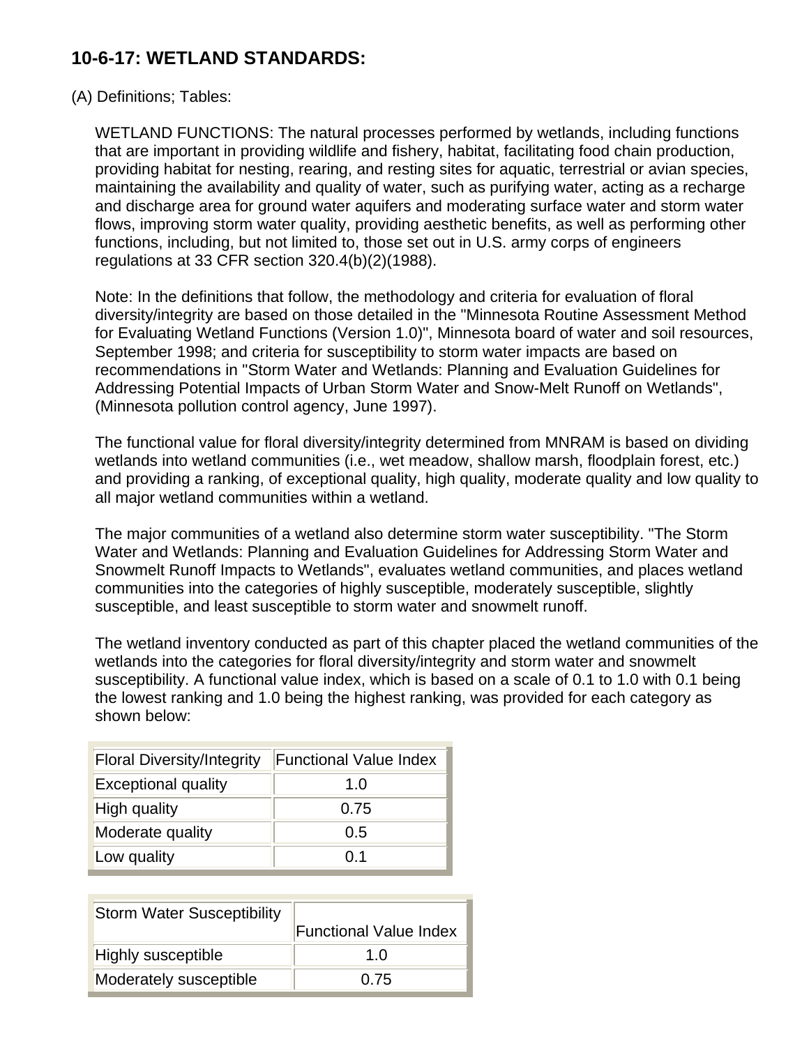# 10-6-17: WETLAND STANDARDS:

(A) Definitions; Tables:

WETLAND FUNCTIONS: The natural processes performed by wetlands, including functions that are important in providing wildlife and fishery, habitat, facilitating food chain production, providing habitat for nesting, rearing, and resting sites for aquatic, terrestrial or avian species, maintaining the availability and quality of water, such as purifying water, acting as a recharge and discharge area for ground water aquifers and moderating surface water and storm water flows, improving storm water quality, providing aesthetic benefits, as well as performing other functions, including, but not limited to, those set out in U.S. army corps of engineers regulations at 33 CFR section 320.4(b)(2)(1988).

Note: In the definitions that follow, the methodology and criteria for evaluation of floral diversity/integrity are based on those detailed in the "Minnesota Routine Assessment Method for Evaluating Wetland Functions (Version 1.0)", Minnesota board of water and soil resources, September 1998; and criteria for susceptibility to storm water impacts are based on recommendations in "Storm Water and Wetlands: Planning and Evaluation Guidelines for Addressing Potential Impacts of Urban Storm Water and Snow-Melt Runoff on Wetlands", (Minnesota pollution control agency, June 1997).

The functional value for floral diversity/integrity determined from MNRAM is based on dividing wetlands into wetland communities (i.e., wet meadow, shallow marsh, floodplain forest, etc.) and providing a ranking, of exceptional quality, high quality, moderate quality and low quality to all major wetland communities within a wetland.

The major communities of a wetland also determine storm water susceptibility. "The Storm Water and Wetlands: Planning and Evaluation Guidelines for Addressing Storm Water and Snowmelt Runoff Impacts to Wetlands", evaluates wetland communities, and places wetland communities into the categories of highly susceptible, moderately susceptible, slightly susceptible, and least susceptible to storm water and snowmelt runoff.

The wetland inventory conducted as part of this chapter placed the wetland communities of the wetlands into the categories for floral diversity/integrity and storm water and snowmelt susceptibility. A functional value index, which is based on a scale of 0.1 to 1.0 with 0.1 being the lowest ranking and 1.0 being the highest ranking, was provided for each category as shown below:

| Floral Diversity/Integrity | Functional Value Index |
|---|---|
| Exceptional quality | 1.0 |
| High quality | 0.75 |
| Moderate quality | 0.5 |
| Low quality | 0.1 |

| Storm Water Susceptibility | Functional Value Index |
|---|---|
| Highly susceptible | 1.0 |
| Moderately susceptible | 0.75 |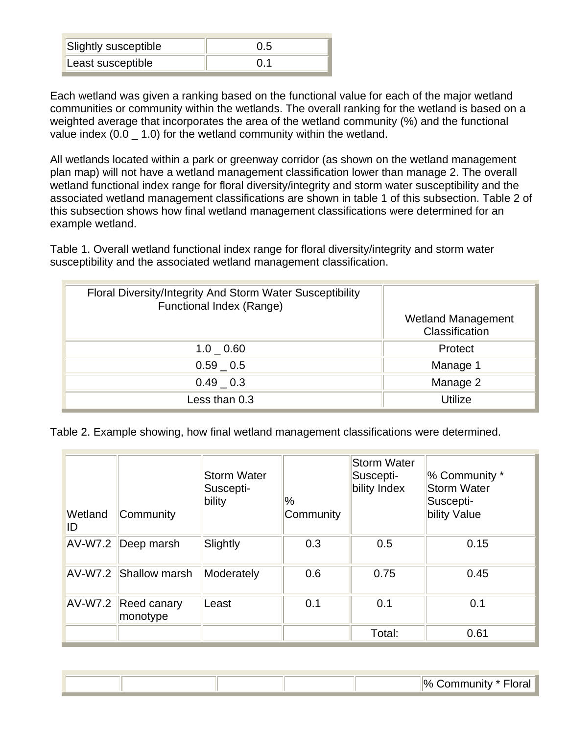| | |
|---|---|
| Slightly susceptible | 0.5 |
| Least susceptible | 0.1 |

Each wetland was given a ranking based on the functional value for each of the major wetland communities or community within the wetlands. The overall ranking for the wetland is based on a weighted average that incorporates the area of the wetland community (%) and the functional value index (0.0 _ 1.0) for the wetland community within the wetland.

All wetlands located within a park or greenway corridor (as shown on the wetland management plan map) will not have a wetland management classification lower than manage 2. The overall wetland functional index range for floral diversity/integrity and storm water susceptibility and the associated wetland management classifications are shown in table 1 of this subsection. Table 2 of this subsection shows how final wetland management classifications were determined for an example wetland.

Table 1. Overall wetland functional index range for floral diversity/integrity and storm water susceptibility and the associated wetland management classification.

| Floral Diversity/Integrity And Storm Water Susceptibility Functional Index (Range) | Wetland Management Classification |
|---|---|
| 1.0 _ 0.60 | Protect |
| 0.59 _ 0.5 | Manage 1 |
| 0.49 _ 0.3 | Manage 2 |
| Less than 0.3 | Utilize |

Table 2. Example showing, how final wetland management classifications were determined.

| Wetland ID | Community | Storm Water Suscepti-bility | % Community | Storm Water Suscepti-bility Index | % Community * Storm Water Suscepti-bility Value |
|---|---|---|---|---|---|
| AV-W7.2 | Deep marsh | Slightly | 0.3 | 0.5 | 0.15 |
| AV-W7.2 | Shallow marsh | Moderately | 0.6 | 0.75 | 0.45 |
| AV-W7.2 | Reed canary monotype | Least | 0.1 | 0.1 | 0.1 |
| | | | | Total: | 0.61 |

| | | | | | |
|---|---|---|---|---|---|
| | | | | | % Community * Floral |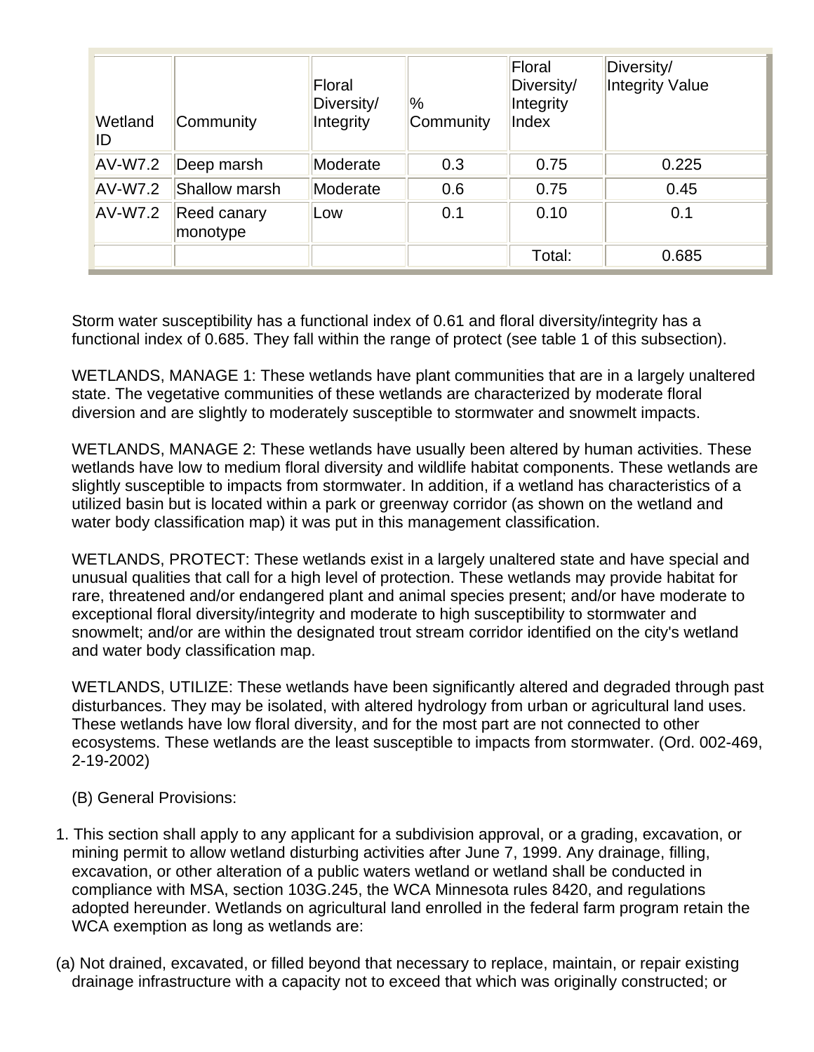| Wetland ID | Community | Floral Diversity/ Integrity | % Community | Floral Diversity/ Integrity Index | Diversity/ Integrity Value |
|---|---|---|---|---|---|
| AV-W7.2 | Deep marsh | Moderate | 0.3 | 0.75 | 0.225 |
| AV-W7.2 | Shallow marsh | Moderate | 0.6 | 0.75 | 0.45 |
| AV-W7.2 | Reed canary monotype | Low | 0.1 | 0.10 | 0.1 |
| | | | | Total: | 0.685 |

Storm water susceptibility has a functional index of 0.61 and floral diversity/integrity has a functional index of 0.685. They fall within the range of protect (see table 1 of this subsection).

WETLANDS, MANAGE 1: These wetlands have plant communities that are in a largely unaltered state. The vegetative communities of these wetlands are characterized by moderate floral diversion and are slightly to moderately susceptible to stormwater and snowmelt impacts.

WETLANDS, MANAGE 2: These wetlands have usually been altered by human activities. These wetlands have low to medium floral diversity and wildlife habitat components. These wetlands are slightly susceptible to impacts from stormwater. In addition, if a wetland has characteristics of a utilized basin but is located within a park or greenway corridor (as shown on the wetland and water body classification map) it was put in this management classification.

WETLANDS, PROTECT: These wetlands exist in a largely unaltered state and have special and unusual qualities that call for a high level of protection. These wetlands may provide habitat for rare, threatened and/or endangered plant and animal species present; and/or have moderate to exceptional floral diversity/integrity and moderate to high susceptibility to stormwater and snowmelt; and/or are within the designated trout stream corridor identified on the city's wetland and water body classification map.

WETLANDS, UTILIZE: These wetlands have been significantly altered and degraded through past disturbances. They may be isolated, with altered hydrology from urban or agricultural land uses. These wetlands have low floral diversity, and for the most part are not connected to other ecosystems. These wetlands are the least susceptible to impacts from stormwater. (Ord. 002-469, 2-19-2002)

(B) General Provisions:

1. This section shall apply to any applicant for a subdivision approval, or a grading, excavation, or mining permit to allow wetland disturbing activities after June 7, 1999. Any drainage, filling, excavation, or other alteration of a public waters wetland or wetland shall be conducted in compliance with MSA, section 103G.245, the WCA Minnesota rules 8420, and regulations adopted hereunder. Wetlands on agricultural land enrolled in the federal farm program retain the WCA exemption as long as wetlands are:

(a) Not drained, excavated, or filled beyond that necessary to replace, maintain, or repair existing drainage infrastructure with a capacity not to exceed that which was originally constructed; or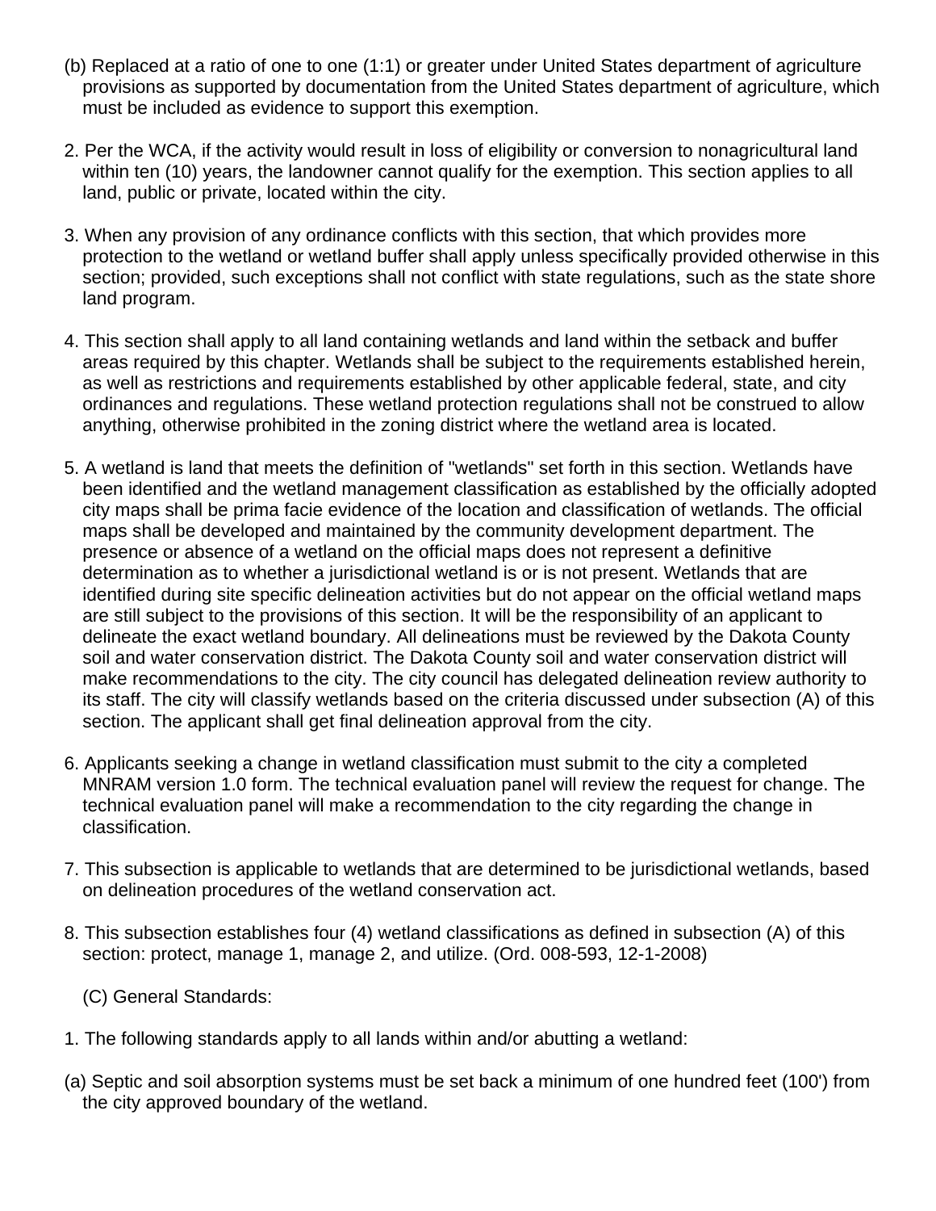(b) Replaced at a ratio of one to one (1:1) or greater under United States department of agriculture provisions as supported by documentation from the United States department of agriculture, which must be included as evidence to support this exemption.

2. Per the WCA, if the activity would result in loss of eligibility or conversion to nonagricultural land within ten (10) years, the landowner cannot qualify for the exemption. This section applies to all land, public or private, located within the city.

3. When any provision of any ordinance conflicts with this section, that which provides more protection to the wetland or wetland buffer shall apply unless specifically provided otherwise in this section; provided, such exceptions shall not conflict with state regulations, such as the state shore land program.

4. This section shall apply to all land containing wetlands and land within the setback and buffer areas required by this chapter. Wetlands shall be subject to the requirements established herein, as well as restrictions and requirements established by other applicable federal, state, and city ordinances and regulations. These wetland protection regulations shall not be construed to allow anything, otherwise prohibited in the zoning district where the wetland area is located.

5. A wetland is land that meets the definition of "wetlands" set forth in this section. Wetlands have been identified and the wetland management classification as established by the officially adopted city maps shall be prima facie evidence of the location and classification of wetlands. The official maps shall be developed and maintained by the community development department. The presence or absence of a wetland on the official maps does not represent a definitive determination as to whether a jurisdictional wetland is or is not present. Wetlands that are identified during site specific delineation activities but do not appear on the official wetland maps are still subject to the provisions of this section. It will be the responsibility of an applicant to delineate the exact wetland boundary. All delineations must be reviewed by the Dakota County soil and water conservation district. The Dakota County soil and water conservation district will make recommendations to the city. The city council has delegated delineation review authority to its staff. The city will classify wetlands based on the criteria discussed under subsection (A) of this section. The applicant shall get final delineation approval from the city.

6. Applicants seeking a change in wetland classification must submit to the city a completed MNRAM version 1.0 form. The technical evaluation panel will review the request for change. The technical evaluation panel will make a recommendation to the city regarding the change in classification.

7. This subsection is applicable to wetlands that are determined to be jurisdictional wetlands, based on delineation procedures of the wetland conservation act.

8. This subsection establishes four (4) wetland classifications as defined in subsection (A) of this section: protect, manage 1, manage 2, and utilize. (Ord. 008-593, 12-1-2008)

(C) General Standards:

1. The following standards apply to all lands within and/or abutting a wetland:

(a) Septic and soil absorption systems must be set back a minimum of one hundred feet (100') from the city approved boundary of the wetland.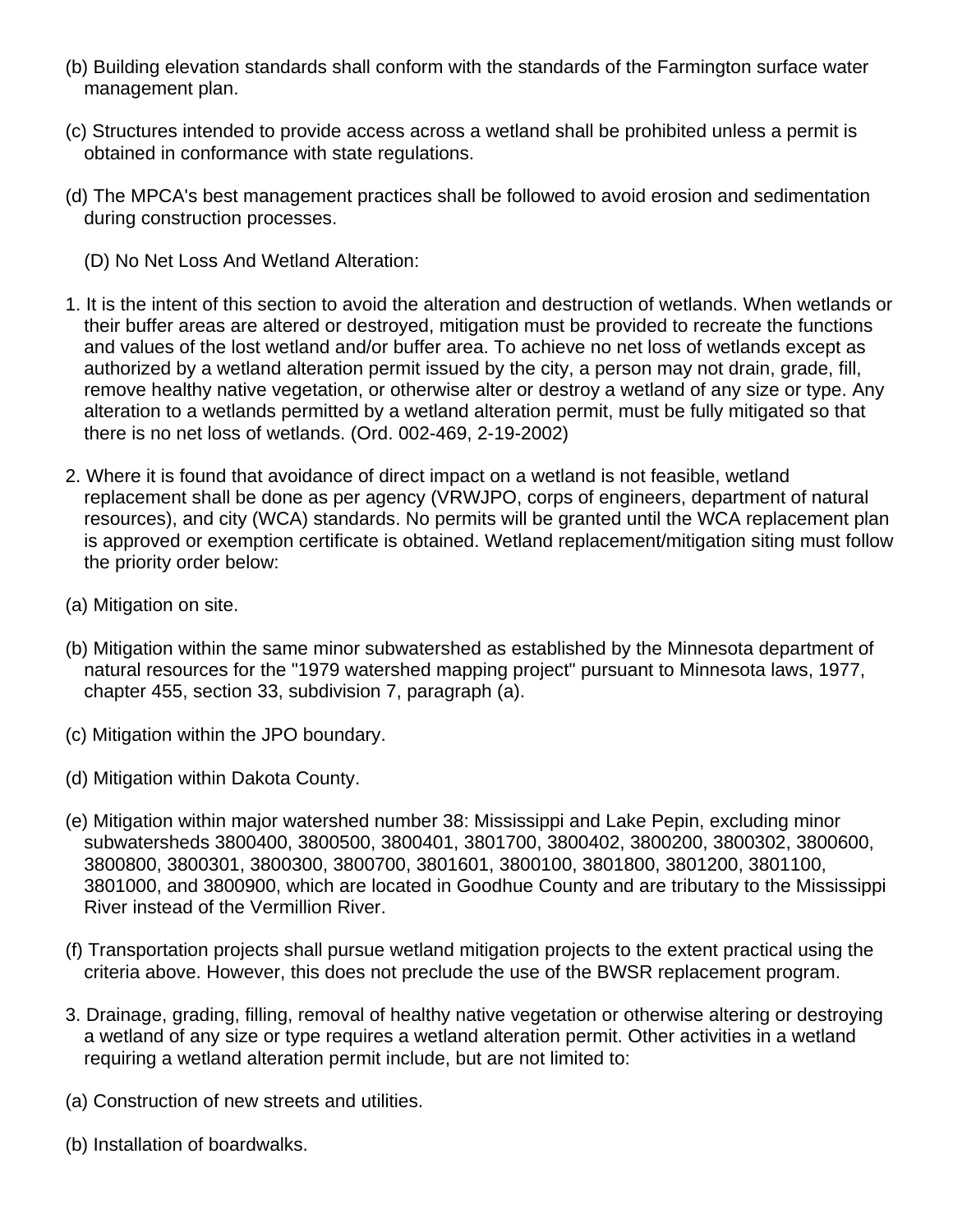(b) Building elevation standards shall conform with the standards of the Farmington surface water management plan.

(c) Structures intended to provide access across a wetland shall be prohibited unless a permit is obtained in conformance with state regulations.

(d) The MPCA's best management practices shall be followed to avoid erosion and sedimentation during construction processes.

(D) No Net Loss And Wetland Alteration:

1. It is the intent of this section to avoid the alteration and destruction of wetlands. When wetlands or their buffer areas are altered or destroyed, mitigation must be provided to recreate the functions and values of the lost wetland and/or buffer area. To achieve no net loss of wetlands except as authorized by a wetland alteration permit issued by the city, a person may not drain, grade, fill, remove healthy native vegetation, or otherwise alter or destroy a wetland of any size or type. Any alteration to a wetlands permitted by a wetland alteration permit, must be fully mitigated so that there is no net loss of wetlands. (Ord. 002-469, 2-19-2002)

2. Where it is found that avoidance of direct impact on a wetland is not feasible, wetland replacement shall be done as per agency (VRWJPO, corps of engineers, department of natural resources), and city (WCA) standards. No permits will be granted until the WCA replacement plan is approved or exemption certificate is obtained. Wetland replacement/mitigation siting must follow the priority order below:

(a) Mitigation on site.

(b) Mitigation within the same minor subwatershed as established by the Minnesota department of natural resources for the "1979 watershed mapping project" pursuant to Minnesota laws, 1977, chapter 455, section 33, subdivision 7, paragraph (a).

(c) Mitigation within the JPO boundary.

(d) Mitigation within Dakota County.

(e) Mitigation within major watershed number 38: Mississippi and Lake Pepin, excluding minor subwatersheds 3800400, 3800500, 3800401, 3801700, 3800402, 3800200, 3800302, 3800600, 3800800, 3800301, 3800300, 3800700, 3801601, 3800100, 3801800, 3801200, 3801100, 3801000, and 3800900, which are located in Goodhue County and are tributary to the Mississippi River instead of the Vermillion River.

(f) Transportation projects shall pursue wetland mitigation projects to the extent practical using the criteria above. However, this does not preclude the use of the BWSR replacement program.

3. Drainage, grading, filling, removal of healthy native vegetation or otherwise altering or destroying a wetland of any size or type requires a wetland alteration permit. Other activities in a wetland requiring a wetland alteration permit include, but are not limited to:

(a) Construction of new streets and utilities.

(b) Installation of boardwalks.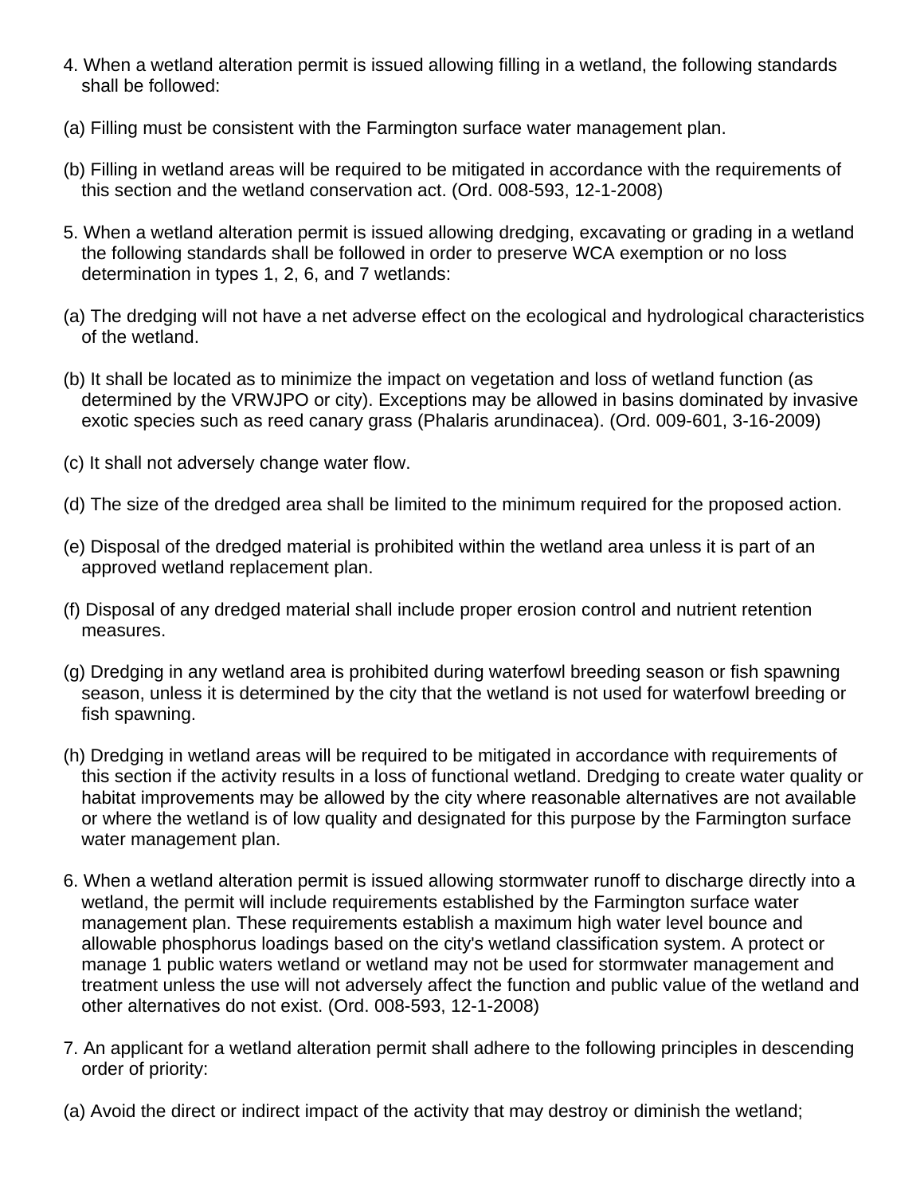4. When a wetland alteration permit is issued allowing filling in a wetland, the following standards shall be followed:

(a) Filling must be consistent with the Farmington surface water management plan.

(b) Filling in wetland areas will be required to be mitigated in accordance with the requirements of this section and the wetland conservation act. (Ord. 008-593, 12-1-2008)

5. When a wetland alteration permit is issued allowing dredging, excavating or grading in a wetland the following standards shall be followed in order to preserve WCA exemption or no loss determination in types 1, 2, 6, and 7 wetlands:

(a) The dredging will not have a net adverse effect on the ecological and hydrological characteristics of the wetland.

(b) It shall be located as to minimize the impact on vegetation and loss of wetland function (as determined by the VRWJPO or city). Exceptions may be allowed in basins dominated by invasive exotic species such as reed canary grass (Phalaris arundinacea). (Ord. 009-601, 3-16-2009)

(c) It shall not adversely change water flow.

(d) The size of the dredged area shall be limited to the minimum required for the proposed action.

(e) Disposal of the dredged material is prohibited within the wetland area unless it is part of an approved wetland replacement plan.

(f) Disposal of any dredged material shall include proper erosion control and nutrient retention measures.

(g) Dredging in any wetland area is prohibited during waterfowl breeding season or fish spawning season, unless it is determined by the city that the wetland is not used for waterfowl breeding or fish spawning.

(h) Dredging in wetland areas will be required to be mitigated in accordance with requirements of this section if the activity results in a loss of functional wetland. Dredging to create water quality or habitat improvements may be allowed by the city where reasonable alternatives are not available or where the wetland is of low quality and designated for this purpose by the Farmington surface water management plan.

6. When a wetland alteration permit is issued allowing stormwater runoff to discharge directly into a wetland, the permit will include requirements established by the Farmington surface water management plan. These requirements establish a maximum high water level bounce and allowable phosphorus loadings based on the city's wetland classification system. A protect or manage 1 public waters wetland or wetland may not be used for stormwater management and treatment unless the use will not adversely affect the function and public value of the wetland and other alternatives do not exist. (Ord. 008-593, 12-1-2008)

7. An applicant for a wetland alteration permit shall adhere to the following principles in descending order of priority:

(a) Avoid the direct or indirect impact of the activity that may destroy or diminish the wetland;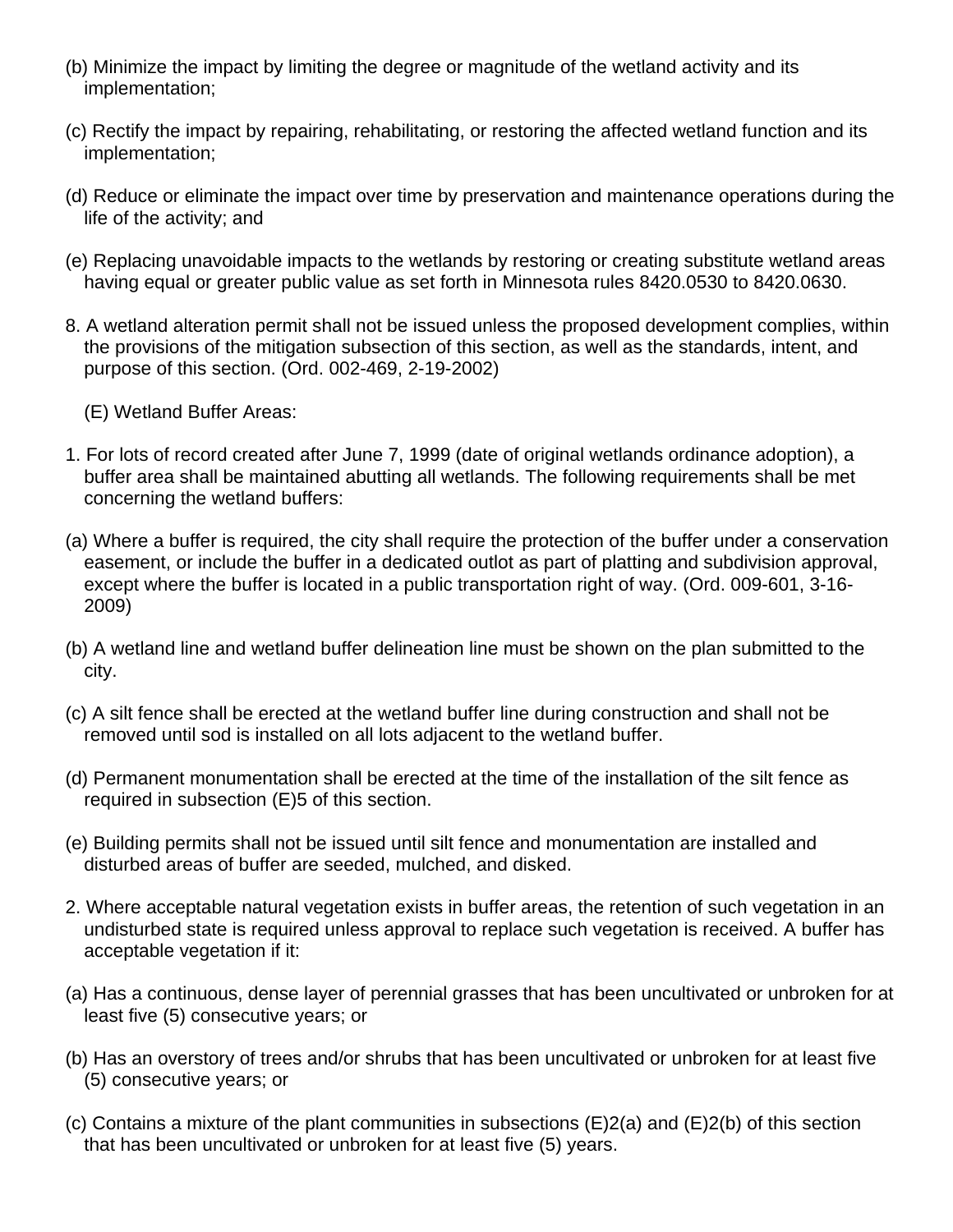(b) Minimize the impact by limiting the degree or magnitude of the wetland activity and its implementation;

(c) Rectify the impact by repairing, rehabilitating, or restoring the affected wetland function and its implementation;

(d) Reduce or eliminate the impact over time by preservation and maintenance operations during the life of the activity; and

(e) Replacing unavoidable impacts to the wetlands by restoring or creating substitute wetland areas having equal or greater public value as set forth in Minnesota rules 8420.0530 to 8420.0630.

8. A wetland alteration permit shall not be issued unless the proposed development complies, within the provisions of the mitigation subsection of this section, as well as the standards, intent, and purpose of this section. (Ord. 002-469, 2-19-2002)

(E) Wetland Buffer Areas:

1. For lots of record created after June 7, 1999 (date of original wetlands ordinance adoption), a buffer area shall be maintained abutting all wetlands. The following requirements shall be met concerning the wetland buffers:

(a) Where a buffer is required, the city shall require the protection of the buffer under a conservation easement, or include the buffer in a dedicated outlot as part of platting and subdivision approval, except where the buffer is located in a public transportation right of way. (Ord. 009-601, 3-16-2009)

(b) A wetland line and wetland buffer delineation line must be shown on the plan submitted to the city.

(c) A silt fence shall be erected at the wetland buffer line during construction and shall not be removed until sod is installed on all lots adjacent to the wetland buffer.

(d) Permanent monumentation shall be erected at the time of the installation of the silt fence as required in subsection (E)5 of this section.

(e) Building permits shall not be issued until silt fence and monumentation are installed and disturbed areas of buffer are seeded, mulched, and disked.

2. Where acceptable natural vegetation exists in buffer areas, the retention of such vegetation in an undisturbed state is required unless approval to replace such vegetation is received. A buffer has acceptable vegetation if it:

(a) Has a continuous, dense layer of perennial grasses that has been uncultivated or unbroken for at least five (5) consecutive years; or

(b) Has an overstory of trees and/or shrubs that has been uncultivated or unbroken for at least five (5) consecutive years; or

(c) Contains a mixture of the plant communities in subsections (E)2(a) and (E)2(b) of this section that has been uncultivated or unbroken for at least five (5) years.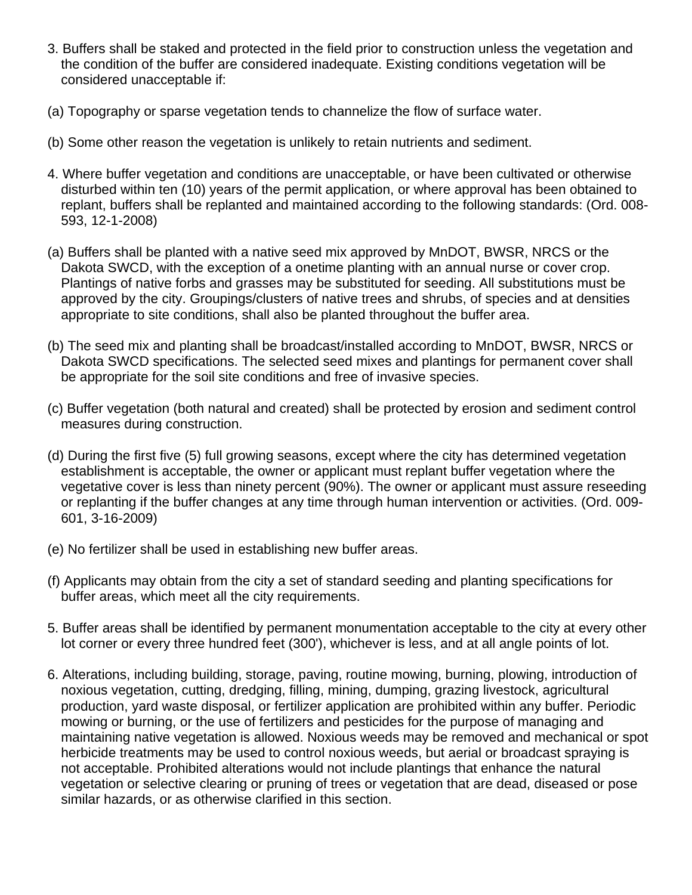3. Buffers shall be staked and protected in the field prior to construction unless the vegetation and the condition of the buffer are considered inadequate. Existing conditions vegetation will be considered unacceptable if:

(a) Topography or sparse vegetation tends to channelize the flow of surface water.

(b) Some other reason the vegetation is unlikely to retain nutrients and sediment.

4. Where buffer vegetation and conditions are unacceptable, or have been cultivated or otherwise disturbed within ten (10) years of the permit application, or where approval has been obtained to replant, buffers shall be replanted and maintained according to the following standards: (Ord. 008-593, 12-1-2008)

(a) Buffers shall be planted with a native seed mix approved by MnDOT, BWSR, NRCS or the Dakota SWCD, with the exception of a onetime planting with an annual nurse or cover crop. Plantings of native forbs and grasses may be substituted for seeding. All substitutions must be approved by the city. Groupings/clusters of native trees and shrubs, of species and at densities appropriate to site conditions, shall also be planted throughout the buffer area.

(b) The seed mix and planting shall be broadcast/installed according to MnDOT, BWSR, NRCS or Dakota SWCD specifications. The selected seed mixes and plantings for permanent cover shall be appropriate for the soil site conditions and free of invasive species.

(c) Buffer vegetation (both natural and created) shall be protected by erosion and sediment control measures during construction.

(d) During the first five (5) full growing seasons, except where the city has determined vegetation establishment is acceptable, the owner or applicant must replant buffer vegetation where the vegetative cover is less than ninety percent (90%). The owner or applicant must assure reseeding or replanting if the buffer changes at any time through human intervention or activities. (Ord. 009-601, 3-16-2009)

(e) No fertilizer shall be used in establishing new buffer areas.

(f) Applicants may obtain from the city a set of standard seeding and planting specifications for buffer areas, which meet all the city requirements.

5. Buffer areas shall be identified by permanent monumentation acceptable to the city at every other lot corner or every three hundred feet (300'), whichever is less, and at all angle points of lot.

6. Alterations, including building, storage, paving, routine mowing, burning, plowing, introduction of noxious vegetation, cutting, dredging, filling, mining, dumping, grazing livestock, agricultural production, yard waste disposal, or fertilizer application are prohibited within any buffer. Periodic mowing or burning, or the use of fertilizers and pesticides for the purpose of managing and maintaining native vegetation is allowed. Noxious weeds may be removed and mechanical or spot herbicide treatments may be used to control noxious weeds, but aerial or broadcast spraying is not acceptable. Prohibited alterations would not include plantings that enhance the natural vegetation or selective clearing or pruning of trees or vegetation that are dead, diseased or pose similar hazards, or as otherwise clarified in this section.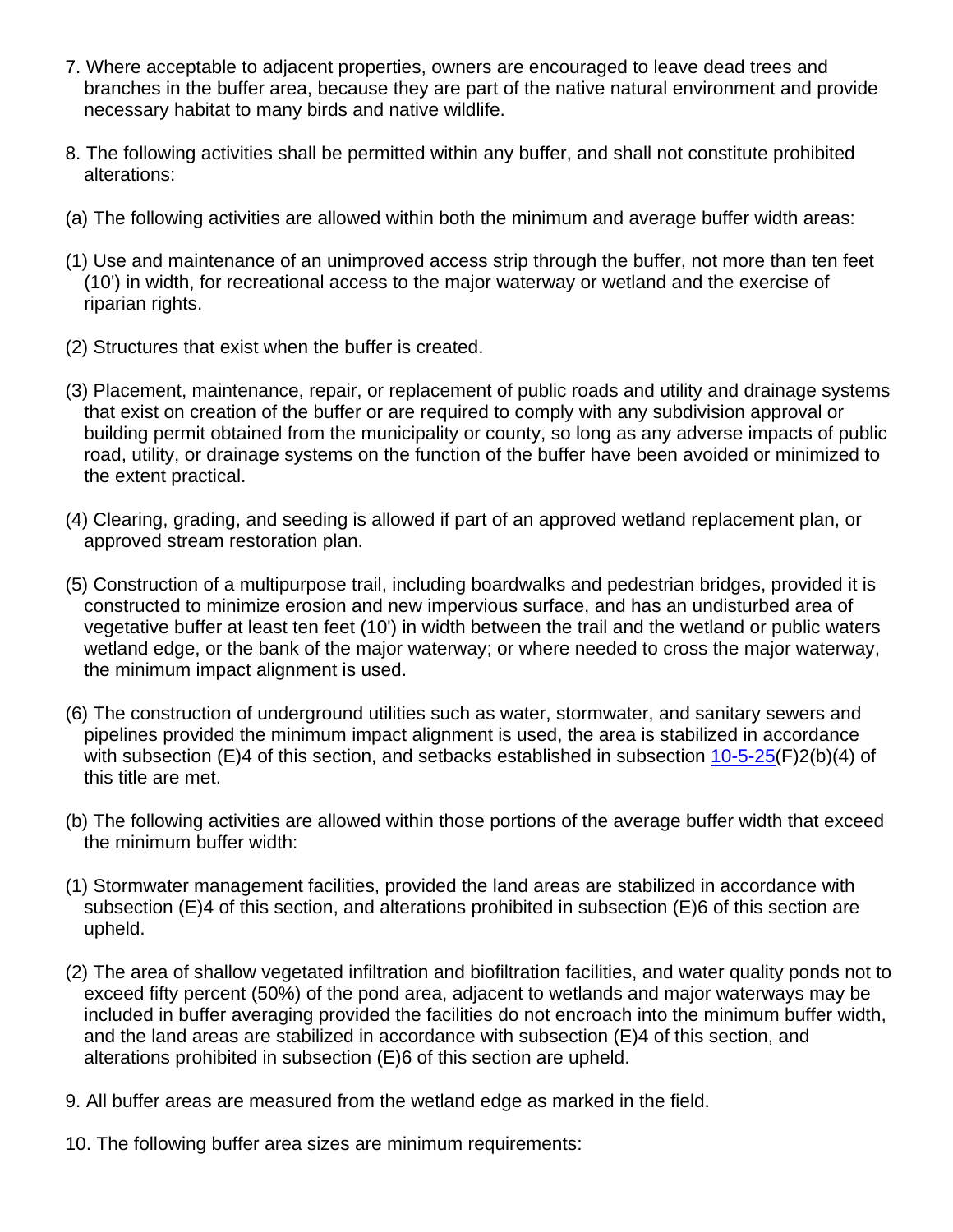7. Where acceptable to adjacent properties, owners are encouraged to leave dead trees and branches in the buffer area, because they are part of the native natural environment and provide necessary habitat to many birds and native wildlife.

8. The following activities shall be permitted within any buffer, and shall not constitute prohibited alterations:

(a) The following activities are allowed within both the minimum and average buffer width areas:

(1) Use and maintenance of an unimproved access strip through the buffer, not more than ten feet (10') in width, for recreational access to the major waterway or wetland and the exercise of riparian rights.

(2) Structures that exist when the buffer is created.

(3) Placement, maintenance, repair, or replacement of public roads and utility and drainage systems that exist on creation of the buffer or are required to comply with any subdivision approval or building permit obtained from the municipality or county, so long as any adverse impacts of public road, utility, or drainage systems on the function of the buffer have been avoided or minimized to the extent practical.

(4) Clearing, grading, and seeding is allowed if part of an approved wetland replacement plan, or approved stream restoration plan.

(5) Construction of a multipurpose trail, including boardwalks and pedestrian bridges, provided it is constructed to minimize erosion and new impervious surface, and has an undisturbed area of vegetative buffer at least ten feet (10') in width between the trail and the wetland or public waters wetland edge, or the bank of the major waterway; or where needed to cross the major waterway, the minimum impact alignment is used.

(6) The construction of underground utilities such as water, stormwater, and sanitary sewers and pipelines provided the minimum impact alignment is used, the area is stabilized in accordance with subsection (E)4 of this section, and setbacks established in subsection 10-5-25(F)2(b)(4) of this title are met.

(b) The following activities are allowed within those portions of the average buffer width that exceed the minimum buffer width:

(1) Stormwater management facilities, provided the land areas are stabilized in accordance with subsection (E)4 of this section, and alterations prohibited in subsection (E)6 of this section are upheld.

(2) The area of shallow vegetated infiltration and biofiltration facilities, and water quality ponds not to exceed fifty percent (50%) of the pond area, adjacent to wetlands and major waterways may be included in buffer averaging provided the facilities do not encroach into the minimum buffer width, and the land areas are stabilized in accordance with subsection (E)4 of this section, and alterations prohibited in subsection (E)6 of this section are upheld.

9. All buffer areas are measured from the wetland edge as marked in the field.

10. The following buffer area sizes are minimum requirements: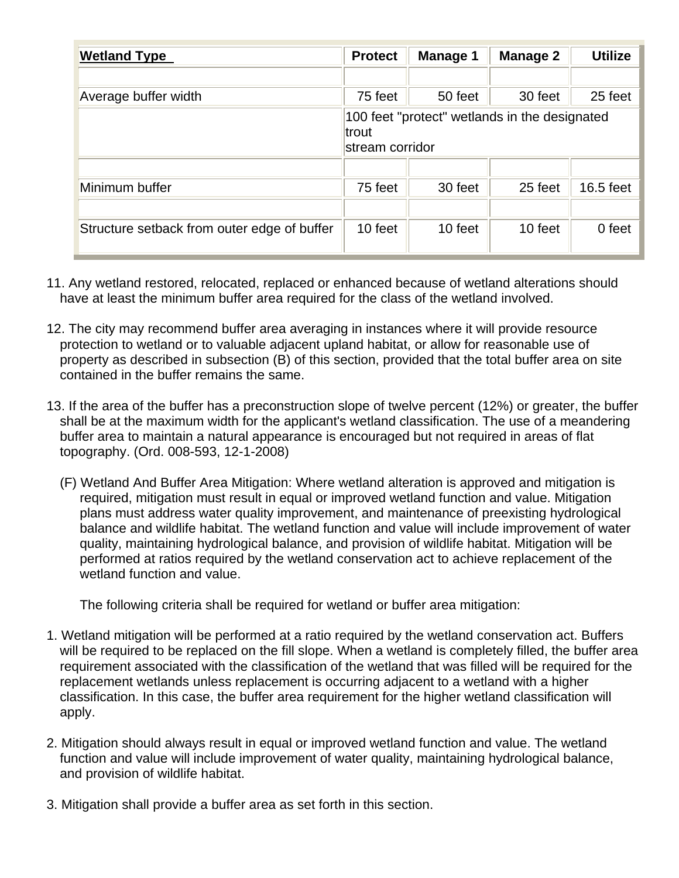| **Wetland Type** | **Protect** | **Manage 1** | **Manage 2** | **Utilize** |
|---|---|---|---|---|
| | | | | |
| Average buffer width | 75 feet | 50 feet | 30 feet | 25 feet |
| | 100 feet "protect" wetlands in the designated trout stream corridor | | | |
| | | | | |
| Minimum buffer | 75 feet | 30 feet | 25 feet | 16.5 feet |
| | | | | |
| Structure setback from outer edge of buffer | 10 feet | 10 feet | 10 feet | 0 feet |

11. Any wetland restored, relocated, replaced or enhanced because of wetland alterations should have at least the minimum buffer area required for the class of the wetland involved.

12. The city may recommend buffer area averaging in instances where it will provide resource protection to wetland or to valuable adjacent upland habitat, or allow for reasonable use of property as described in subsection (B) of this section, provided that the total buffer area on site contained in the buffer remains the same.

13. If the area of the buffer has a preconstruction slope of twelve percent (12%) or greater, the buffer shall be at the maximum width for the applicant's wetland classification. The use of a meandering buffer area to maintain a natural appearance is encouraged but not required in areas of flat topography. (Ord. 008-593, 12-1-2008)

(F) Wetland And Buffer Area Mitigation: Where wetland alteration is approved and mitigation is required, mitigation must result in equal or improved wetland function and value. Mitigation plans must address water quality improvement, and maintenance of preexisting hydrological balance and wildlife habitat. The wetland function and value will include improvement of water quality, maintaining hydrological balance, and provision of wildlife habitat. Mitigation will be performed at ratios required by the wetland conservation act to achieve replacement of the wetland function and value.

The following criteria shall be required for wetland or buffer area mitigation:

1. Wetland mitigation will be performed at a ratio required by the wetland conservation act. Buffers will be required to be replaced on the fill slope. When a wetland is completely filled, the buffer area requirement associated with the classification of the wetland that was filled will be required for the replacement wetlands unless replacement is occurring adjacent to a wetland with a higher classification. In this case, the buffer area requirement for the higher wetland classification will apply.

2. Mitigation should always result in equal or improved wetland function and value. The wetland function and value will include improvement of water quality, maintaining hydrological balance, and provision of wildlife habitat.

3. Mitigation shall provide a buffer area as set forth in this section.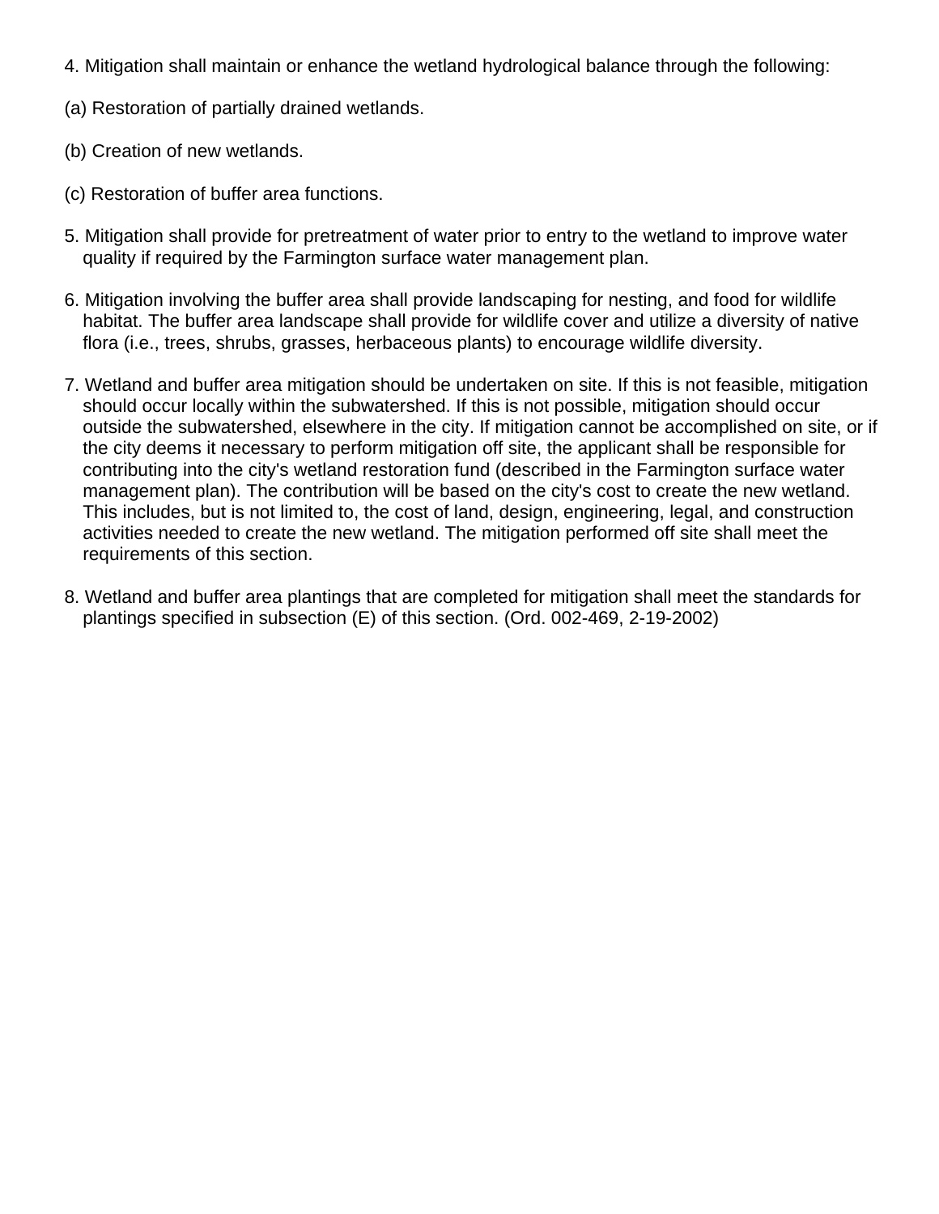4. Mitigation shall maintain or enhance the wetland hydrological balance through the following:

(a) Restoration of partially drained wetlands.

(b) Creation of new wetlands.

(c) Restoration of buffer area functions.

5. Mitigation shall provide for pretreatment of water prior to entry to the wetland to improve water quality if required by the Farmington surface water management plan.

6. Mitigation involving the buffer area shall provide landscaping for nesting, and food for wildlife habitat. The buffer area landscape shall provide for wildlife cover and utilize a diversity of native flora (i.e., trees, shrubs, grasses, herbaceous plants) to encourage wildlife diversity.

7. Wetland and buffer area mitigation should be undertaken on site. If this is not feasible, mitigation should occur locally within the subwatershed. If this is not possible, mitigation should occur outside the subwatershed, elsewhere in the city. If mitigation cannot be accomplished on site, or if the city deems it necessary to perform mitigation off site, the applicant shall be responsible for contributing into the city's wetland restoration fund (described in the Farmington surface water management plan). The contribution will be based on the city's cost to create the new wetland. This includes, but is not limited to, the cost of land, design, engineering, legal, and construction activities needed to create the new wetland. The mitigation performed off site shall meet the requirements of this section.

8. Wetland and buffer area plantings that are completed for mitigation shall meet the standards for plantings specified in subsection (E) of this section. (Ord. 002-469, 2-19-2002)